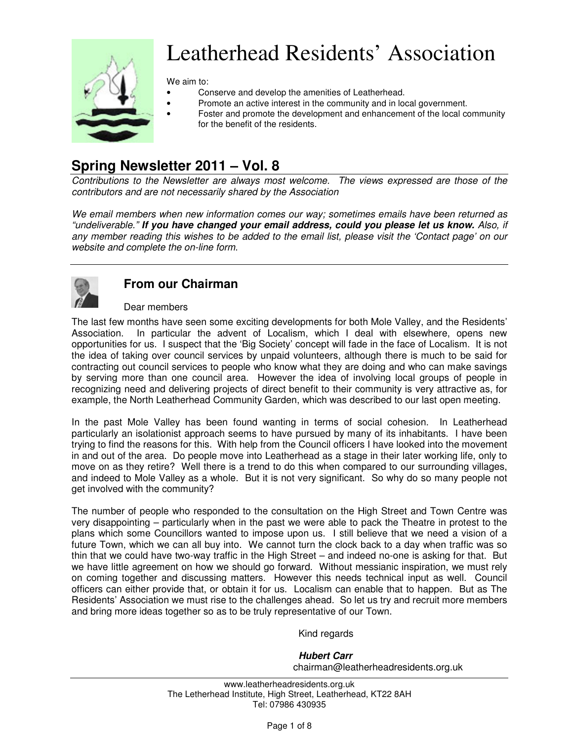# Leatherhead Residents' Association

We aim to:

- Conserve and develop the amenities of Leatherhead.
- Promote an active interest in the community and in local government.
- Foster and promote the development and enhancement of the local community for the benefit of the residents.

## Spring Newsletter 2011 – Vol. 8

*Contributions to the Newsletter are always most welcome. The views expressed are those of the contributors and are not necessarily shared by the Association*

*We email members when new information comes our way; sometimes emails have been returned as "undeliverable."* ***If you have changed your email address, could you please let us know.*** *Also, if any member reading this wishes to be added to the email list, please visit the 'Contact page' on our website and complete the on-line form.*

---

### From our Chairman

Dear members

The last few months have seen some exciting developments for both Mole Valley, and the Residents' Association. In particular the advent of Localism, which I deal with elsewhere, opens new opportunities for us. I suspect that the 'Big Society' concept will fade in the face of Localism. It is not the idea of taking over council services by unpaid volunteers, although there is much to be said for contracting out council services to people who know what they are doing and who can make savings by serving more than one council area. However the idea of involving local groups of people in recognizing need and delivering projects of direct benefit to their community is very attractive as, for example, the North Leatherhead Community Garden, which was described to our last open meeting.

In the past Mole Valley has been found wanting in terms of social cohesion. In Leatherhead particularly an isolationist approach seems to have pursued by many of its inhabitants. I have been trying to find the reasons for this. With help from the Council officers I have looked into the movement in and out of the area. Do people move into Leatherhead as a stage in their later working life, only to move on as they retire? Well there is a trend to do this when compared to our surrounding villages, and indeed to Mole Valley as a whole. But it is not very significant. So why do so many people not get involved with the community?

The number of people who responded to the consultation on the High Street and Town Centre was very disappointing – particularly when in the past we were able to pack the Theatre in protest to the plans which some Councillors wanted to impose upon us. I still believe that we need a vision of a future Town, which we can all buy into. We cannot turn the clock back to a day when traffic was so thin that we could have two-way traffic in the High Street – and indeed no-one is asking for that. But we have little agreement on how we should go forward. Without messianic inspiration, we must rely on coming together and discussing matters. However this needs technical input as well. Council officers can either provide that, or obtain it for us. Localism can enable that to happen. But as The Residents' Association we must rise to the challenges ahead. So let us try and recruit more members and bring more ideas together so as to be truly representative of our Town.

Kind regards

***Hubert Carr***
chairman@leatherheadresidents.org.uk

---

www.leatherheadresidents.org.uk
The Letherhead Institute, High Street, Leatherhead, KT22 8AH
Tel: 07986 430935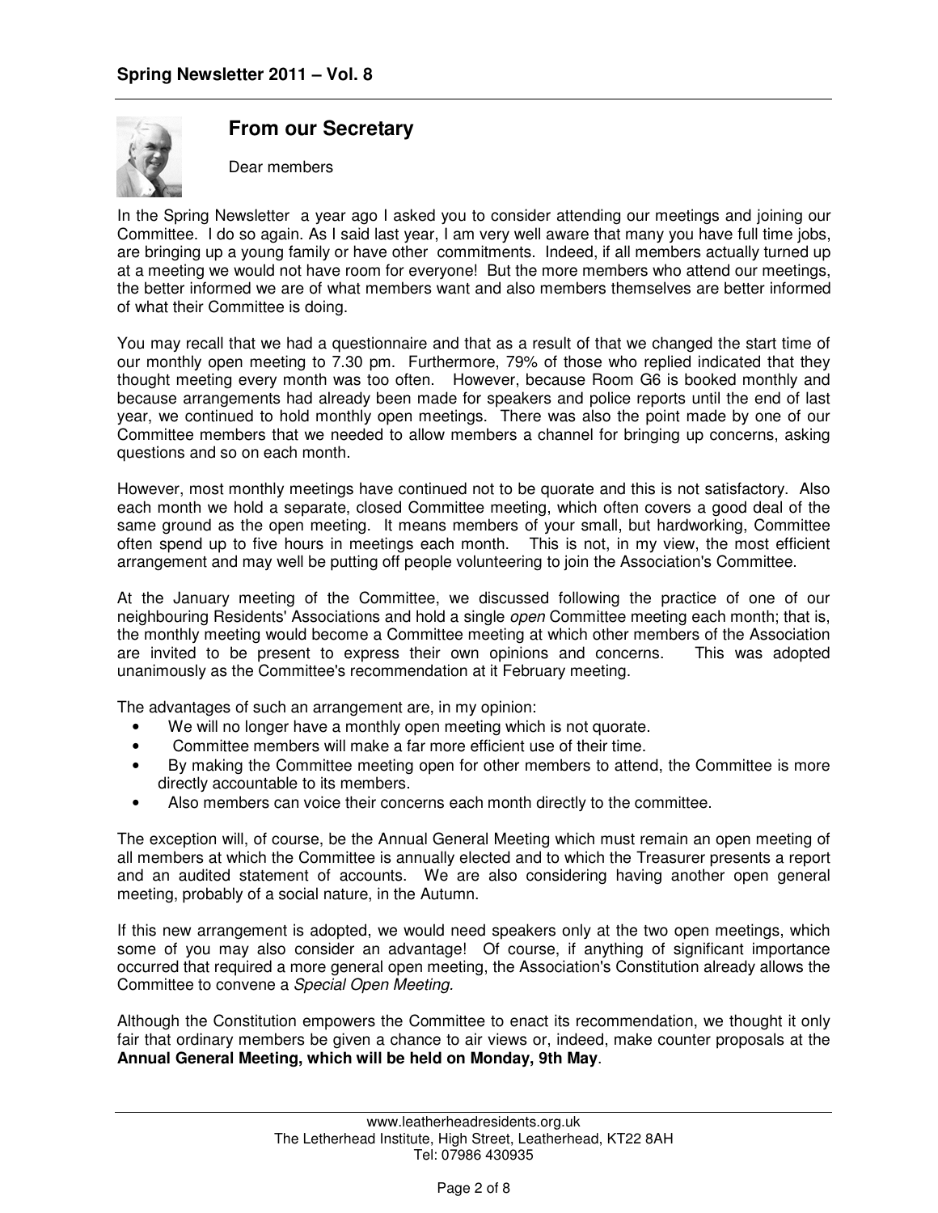## From our Secretary

Dear members

In the Spring Newsletter a year ago I asked you to consider attending our meetings and joining our Committee. I do so again. As I said last year, I am very well aware that many you have full time jobs, are bringing up a young family or have other commitments. Indeed, if all members actually turned up at a meeting we would not have room for everyone! But the more members who attend our meetings, the better informed we are of what members want and also members themselves are better informed of what their Committee is doing.

You may recall that we had a questionnaire and that as a result of that we changed the start time of our monthly open meeting to 7.30 pm. Furthermore, 79% of those who replied indicated that they thought meeting every month was too often. However, because Room G6 is booked monthly and because arrangements had already been made for speakers and police reports until the end of last year, we continued to hold monthly open meetings. There was also the point made by one of our Committee members that we needed to allow members a channel for bringing up concerns, asking questions and so on each month.

However, most monthly meetings have continued not to be quorate and this is not satisfactory. Also each month we hold a separate, closed Committee meeting, which often covers a good deal of the same ground as the open meeting. It means members of your small, but hardworking, Committee often spend up to five hours in meetings each month. This is not, in my view, the most efficient arrangement and may well be putting off people volunteering to join the Association's Committee.

At the January meeting of the Committee, we discussed following the practice of one of our neighbouring Residents' Associations and hold a single *open* Committee meeting each month; that is, the monthly meeting would become a Committee meeting at which other members of the Association are invited to be present to express their own opinions and concerns. This was adopted unanimously as the Committee's recommendation at it February meeting.

The advantages of such an arrangement are, in my opinion:

- We will no longer have a monthly open meeting which is not quorate.
- Committee members will make a far more efficient use of their time.
- By making the Committee meeting open for other members to attend, the Committee is more directly accountable to its members.
- Also members can voice their concerns each month directly to the committee.

The exception will, of course, be the Annual General Meeting which must remain an open meeting of all members at which the Committee is annually elected and to which the Treasurer presents a report and an audited statement of accounts. We are also considering having another open general meeting, probably of a social nature, in the Autumn.

If this new arrangement is adopted, we would need speakers only at the two open meetings, which some of you may also consider an advantage! Of course, if anything of significant importance occurred that required a more general open meeting, the Association's Constitution already allows the Committee to convene a *Special Open Meeting.*

Although the Constitution empowers the Committee to enact its recommendation, we thought it only fair that ordinary members be given a chance to air views or, indeed, make counter proposals at the **Annual General Meeting, which will be held on Monday, 9th May**.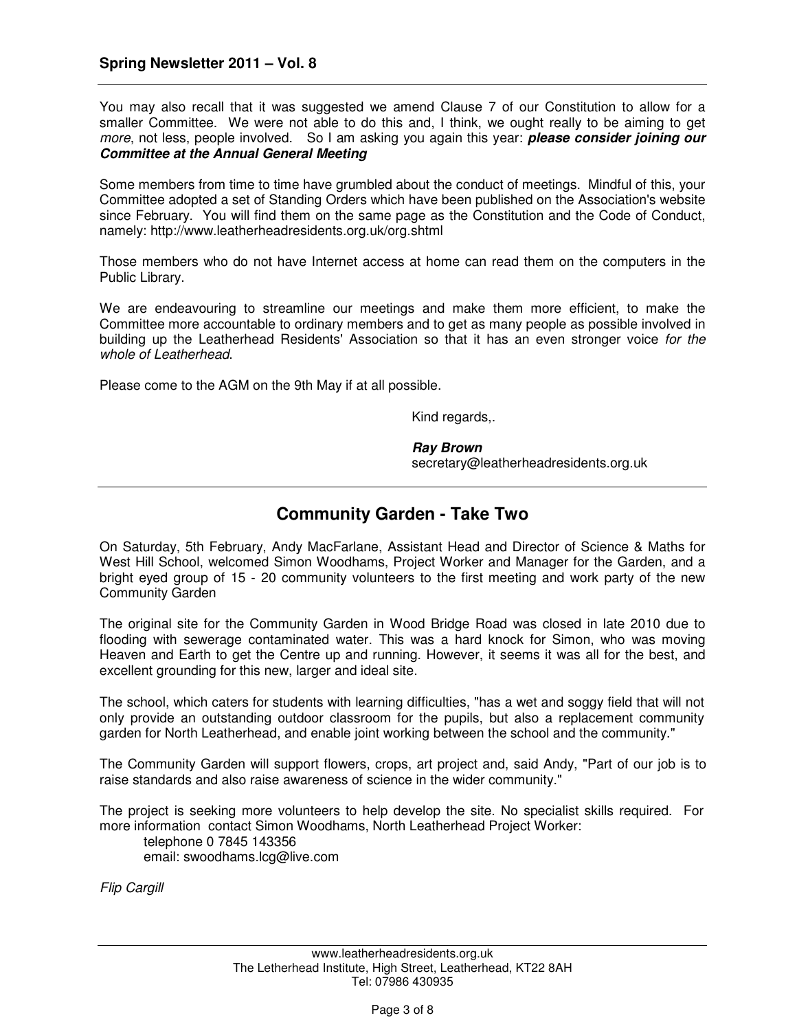You may also recall that it was suggested we amend Clause 7 of our Constitution to allow for a smaller Committee. We were not able to do this and, I think, we ought really to be aiming to get *more*, not less, people involved. So I am asking you again this year: ***please consider joining our Committee at the Annual General Meeting***

Some members from time to time have grumbled about the conduct of meetings. Mindful of this, your Committee adopted a set of Standing Orders which have been published on the Association's website since February. You will find them on the same page as the Constitution and the Code of Conduct, namely: http://www.leatherheadresidents.org.uk/org.shtml

Those members who do not have Internet access at home can read them on the computers in the Public Library.

We are endeavouring to streamline our meetings and make them more efficient, to make the Committee more accountable to ordinary members and to get as many people as possible involved in building up the Leatherhead Residents' Association so that it has an even stronger voice *for the whole of Leatherhead*.

Please come to the AGM on the 9th May if at all possible.

Kind regards,.

***Ray Brown***
secretary@leatherheadresidents.org.uk

---

## Community Garden - Take Two

On Saturday, 5th February, Andy MacFarlane, Assistant Head and Director of Science & Maths for West Hill School, welcomed Simon Woodhams, Project Worker and Manager for the Garden, and a bright eyed group of 15 - 20 community volunteers to the first meeting and work party of the new Community Garden

The original site for the Community Garden in Wood Bridge Road was closed in late 2010 due to flooding with sewerage contaminated water. This was a hard knock for Simon, who was moving Heaven and Earth to get the Centre up and running. However, it seems it was all for the best, and excellent grounding for this new, larger and ideal site.

The school, which caters for students with learning difficulties, "has a wet and soggy field that will not only provide an outstanding outdoor classroom for the pupils, but also a replacement community garden for North Leatherhead, and enable joint working between the school and the community."

The Community Garden will support flowers, crops, art project and, said Andy, "Part of our job is to raise standards and also raise awareness of science in the wider community."

The project is seeking more volunteers to help develop the site. No specialist skills required. For more information contact Simon Woodhams, North Leatherhead Project Worker:

telephone 0 7845 143356
email: swoodhams.lcg@live.com

*Flip Cargill*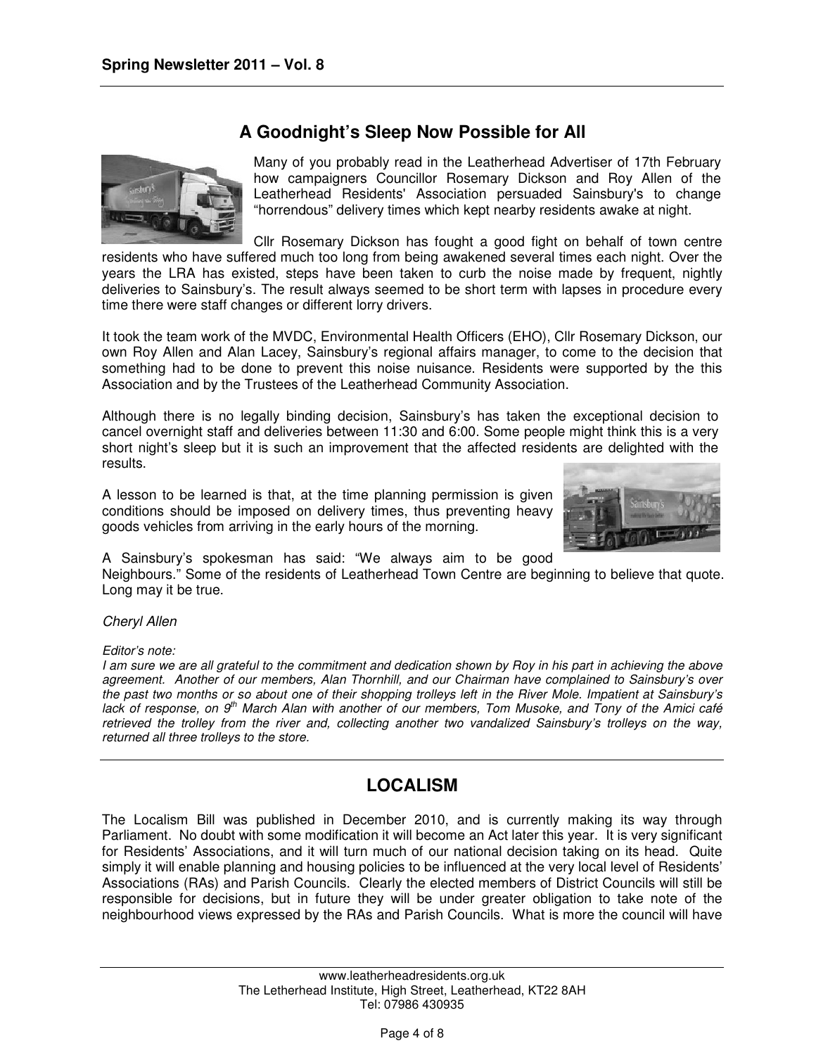## A Goodnight's Sleep Now Possible for All

Many of you probably read in the Leatherhead Advertiser of 17th February how campaigners Councillor Rosemary Dickson and Roy Allen of the Leatherhead Residents' Association persuaded Sainsbury's to change "horrendous" delivery times which kept nearby residents awake at night.

Cllr Rosemary Dickson has fought a good fight on behalf of town centre residents who have suffered much too long from being awakened several times each night. Over the years the LRA has existed, steps have been taken to curb the noise made by frequent, nightly deliveries to Sainsbury's. The result always seemed to be short term with lapses in procedure every time there were staff changes or different lorry drivers.

It took the team work of the MVDC, Environmental Health Officers (EHO), Cllr Rosemary Dickson, our own Roy Allen and Alan Lacey, Sainsbury's regional affairs manager, to come to the decision that something had to be done to prevent this noise nuisance. Residents were supported by the this Association and by the Trustees of the Leatherhead Community Association.

Although there is no legally binding decision, Sainsbury's has taken the exceptional decision to cancel overnight staff and deliveries between 11:30 and 6:00. Some people might think this is a very short night's sleep but it is such an improvement that the affected residents are delighted with the results.

A lesson to be learned is that, at the time planning permission is given conditions should be imposed on delivery times, thus preventing heavy goods vehicles from arriving in the early hours of the morning.

A Sainsbury's spokesman has said: "We always aim to be good Neighbours." Some of the residents of Leatherhead Town Centre are beginning to believe that quote. Long may it be true.

*Cheryl Allen*

*Editor's note:*

*I am sure we are all grateful to the commitment and dedication shown by Roy in his part in achieving the above agreement. Another of our members, Alan Thornhill, and our Chairman have complained to Sainsbury's over the past two months or so about one of their shopping trolleys left in the River Mole. Impatient at Sainsbury's lack of response, on 9th March Alan with another of our members, Tom Musoke, and Tony of the Amici café retrieved the trolley from the river and, collecting another two vandalized Sainsbury's trolleys on the way, returned all three trolleys to the store.*

---

## LOCALISM

The Localism Bill was published in December 2010, and is currently making its way through Parliament. No doubt with some modification it will become an Act later this year. It is very significant for Residents' Associations, and it will turn much of our national decision taking on its head. Quite simply it will enable planning and housing policies to be influenced at the very local level of Residents' Associations (RAs) and Parish Councils. Clearly the elected members of District Councils will still be responsible for decisions, but in future they will be under greater obligation to take note of the neighbourhood views expressed by the RAs and Parish Councils. What is more the council will have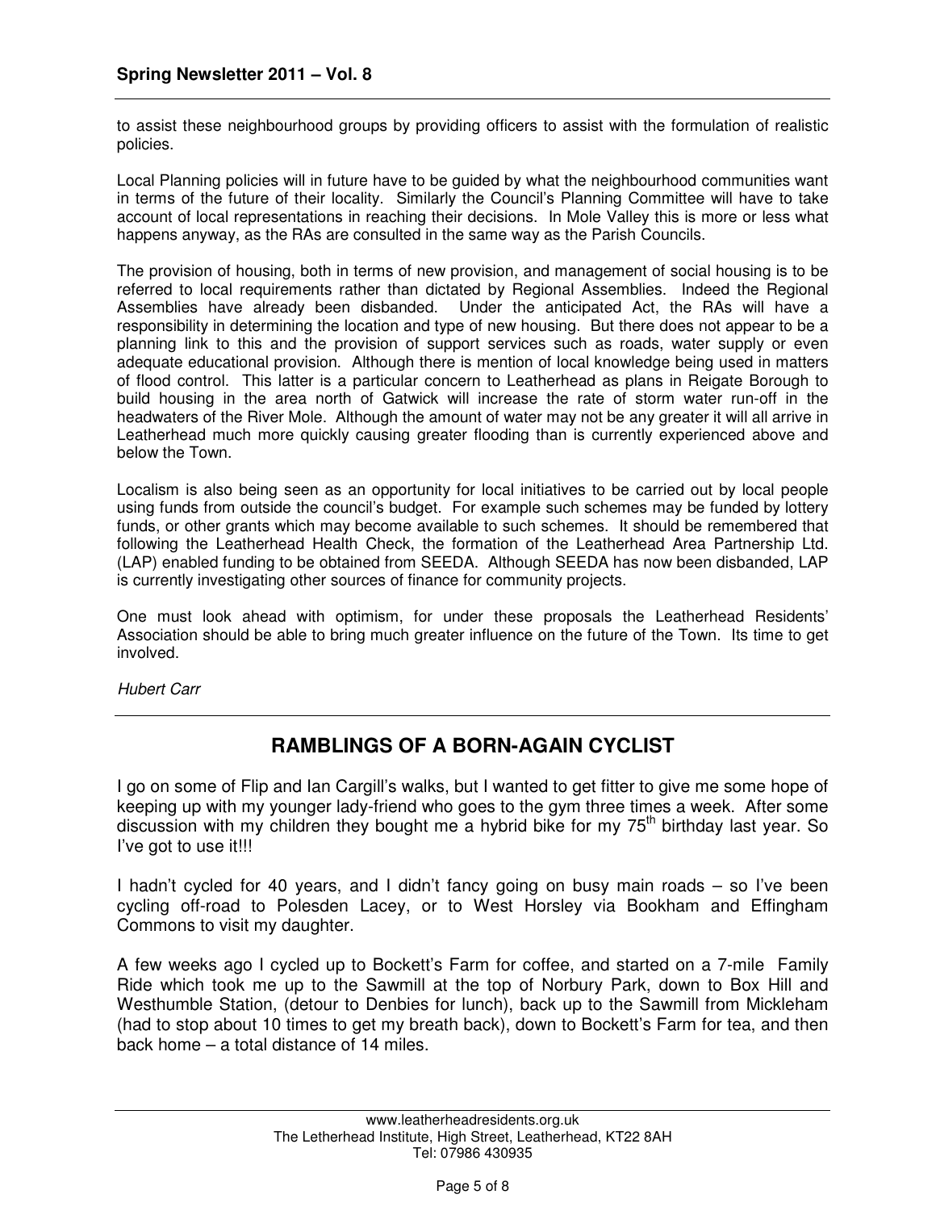to assist these neighbourhood groups by providing officers to assist with the formulation of realistic policies.

Local Planning policies will in future have to be guided by what the neighbourhood communities want in terms of the future of their locality. Similarly the Council's Planning Committee will have to take account of local representations in reaching their decisions. In Mole Valley this is more or less what happens anyway, as the RAs are consulted in the same way as the Parish Councils.

The provision of housing, both in terms of new provision, and management of social housing is to be referred to local requirements rather than dictated by Regional Assemblies. Indeed the Regional Assemblies have already been disbanded. Under the anticipated Act, the RAs will have a responsibility in determining the location and type of new housing. But there does not appear to be a planning link to this and the provision of support services such as roads, water supply or even adequate educational provision. Although there is mention of local knowledge being used in matters of flood control. This latter is a particular concern to Leatherhead as plans in Reigate Borough to build housing in the area north of Gatwick will increase the rate of storm water run-off in the headwaters of the River Mole. Although the amount of water may not be any greater it will all arrive in Leatherhead much more quickly causing greater flooding than is currently experienced above and below the Town.

Localism is also being seen as an opportunity for local initiatives to be carried out by local people using funds from outside the council's budget. For example such schemes may be funded by lottery funds, or other grants which may become available to such schemes. It should be remembered that following the Leatherhead Health Check, the formation of the Leatherhead Area Partnership Ltd. (LAP) enabled funding to be obtained from SEEDA. Although SEEDA has now been disbanded, LAP is currently investigating other sources of finance for community projects.

One must look ahead with optimism, for under these proposals the Leatherhead Residents' Association should be able to bring much greater influence on the future of the Town. Its time to get involved.

*Hubert Carr*

---

## RAMBLINGS OF A BORN-AGAIN CYCLIST

I go on some of Flip and Ian Cargill's walks, but I wanted to get fitter to give me some hope of keeping up with my younger lady-friend who goes to the gym three times a week. After some discussion with my children they bought me a hybrid bike for my 75th birthday last year. So I've got to use it!!!

I hadn't cycled for 40 years, and I didn't fancy going on busy main roads – so I've been cycling off-road to Polesden Lacey, or to West Horsley via Bookham and Effingham Commons to visit my daughter.

A few weeks ago I cycled up to Bockett's Farm for coffee, and started on a 7-mile Family Ride which took me up to the Sawmill at the top of Norbury Park, down to Box Hill and Westhumble Station, (detour to Denbies for lunch), back up to the Sawmill from Mickleham (had to stop about 10 times to get my breath back), down to Bockett's Farm for tea, and then back home – a total distance of 14 miles.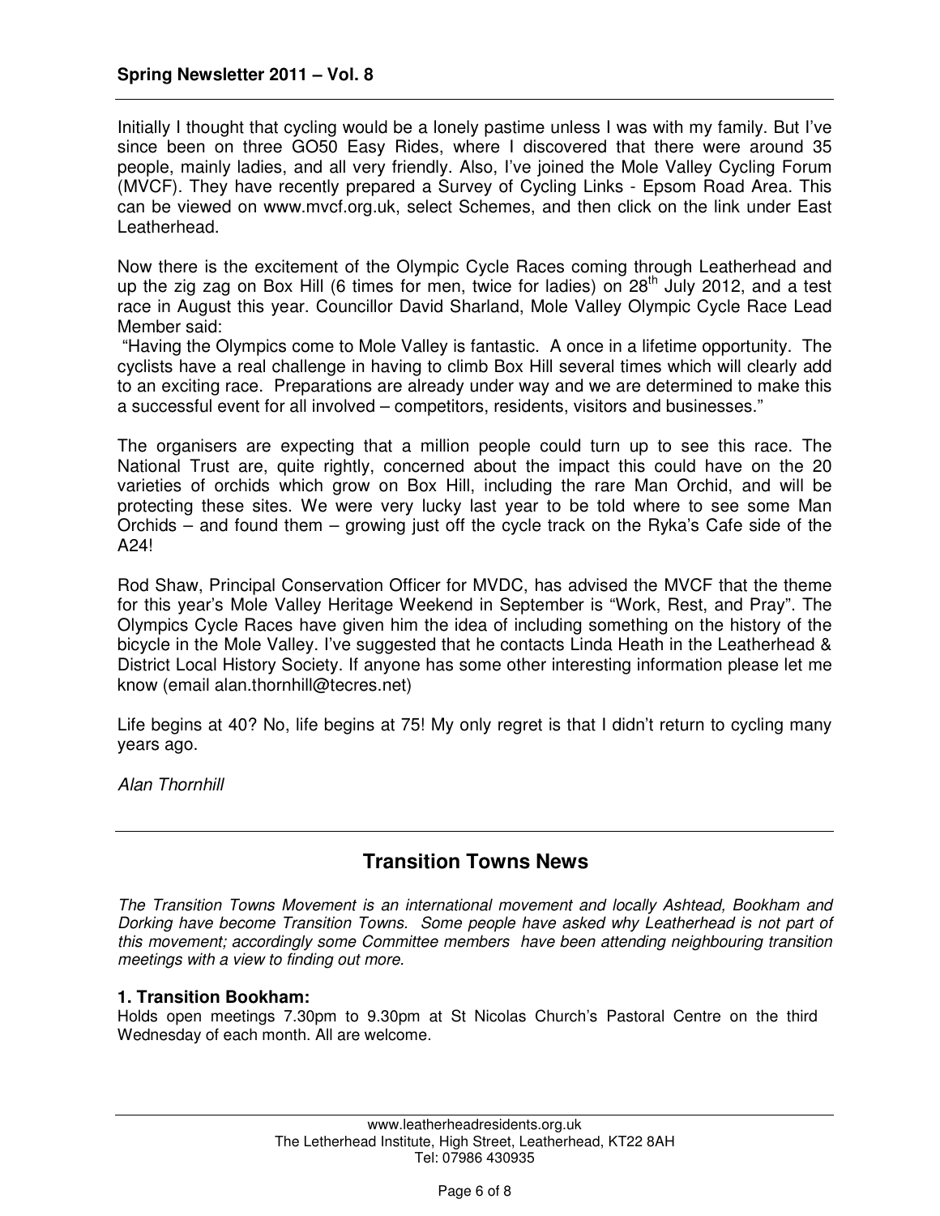Initially I thought that cycling would be a lonely pastime unless I was with my family. But I've since been on three GO50 Easy Rides, where I discovered that there were around 35 people, mainly ladies, and all very friendly. Also, I've joined the Mole Valley Cycling Forum (MVCF). They have recently prepared a Survey of Cycling Links - Epsom Road Area. This can be viewed on www.mvcf.org.uk, select Schemes, and then click on the link under East Leatherhead.

Now there is the excitement of the Olympic Cycle Races coming through Leatherhead and up the zig zag on Box Hill (6 times for men, twice for ladies) on 28th July 2012, and a test race in August this year. Councillor David Sharland, Mole Valley Olympic Cycle Race Lead Member said:

"Having the Olympics come to Mole Valley is fantastic. A once in a lifetime opportunity. The cyclists have a real challenge in having to climb Box Hill several times which will clearly add to an exciting race. Preparations are already under way and we are determined to make this a successful event for all involved – competitors, residents, visitors and businesses."

The organisers are expecting that a million people could turn up to see this race. The National Trust are, quite rightly, concerned about the impact this could have on the 20 varieties of orchids which grow on Box Hill, including the rare Man Orchid, and will be protecting these sites. We were very lucky last year to be told where to see some Man Orchids – and found them – growing just off the cycle track on the Ryka's Cafe side of the A24!

Rod Shaw, Principal Conservation Officer for MVDC, has advised the MVCF that the theme for this year's Mole Valley Heritage Weekend in September is "Work, Rest, and Pray". The Olympics Cycle Races have given him the idea of including something on the history of the bicycle in the Mole Valley. I've suggested that he contacts Linda Heath in the Leatherhead & District Local History Society. If anyone has some other interesting information please let me know (email alan.thornhill@tecres.net)

Life begins at 40? No, life begins at 75! My only regret is that I didn't return to cycling many years ago.

*Alan Thornhill*

---

## Transition Towns News

*The Transition Towns Movement is an international movement and locally Ashtead, Bookham and Dorking have become Transition Towns. Some people have asked why Leatherhead is not part of this movement; accordingly some Committee members have been attending neighbouring transition meetings with a view to finding out more.*

**1. Transition Bookham:**

Holds open meetings 7.30pm to 9.30pm at St Nicolas Church's Pastoral Centre on the third Wednesday of each month. All are welcome.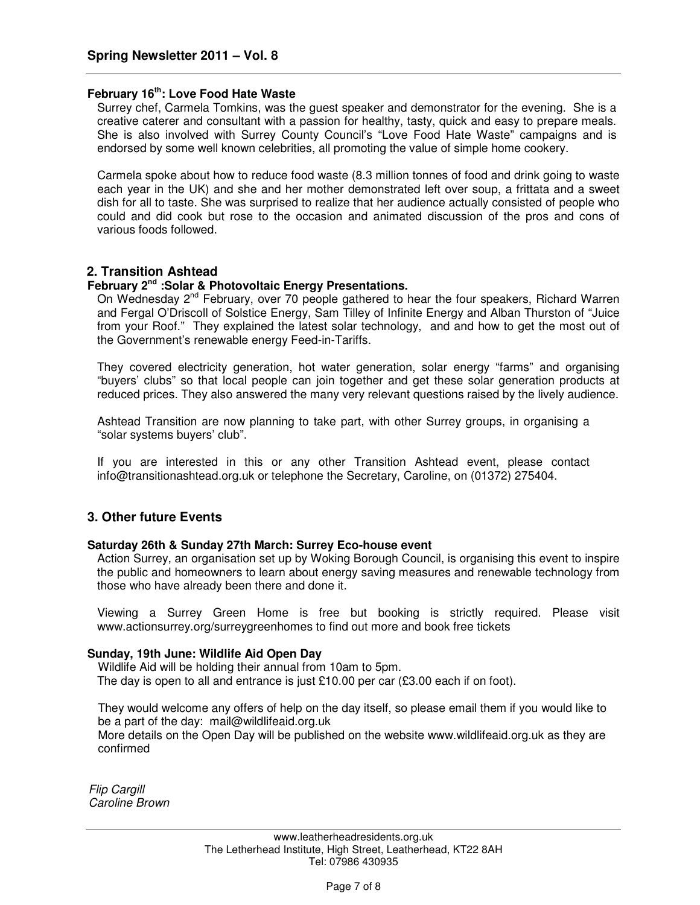**February 16th: Love Food Hate Waste**

Surrey chef, Carmela Tomkins, was the guest speaker and demonstrator for the evening. She is a creative caterer and consultant with a passion for healthy, tasty, quick and easy to prepare meals. She is also involved with Surrey County Council's "Love Food Hate Waste" campaigns and is endorsed by some well known celebrities, all promoting the value of simple home cookery.

Carmela spoke about how to reduce food waste (8.3 million tonnes of food and drink going to waste each year in the UK) and she and her mother demonstrated left over soup, a frittata and a sweet dish for all to taste. She was surprised to realize that her audience actually consisted of people who could and did cook but rose to the occasion and animated discussion of the pros and cons of various foods followed.

## 2. Transition Ashtead

**February 2nd :Solar & Photovoltaic Energy Presentations.**

On Wednesday 2nd February, over 70 people gathered to hear the four speakers, Richard Warren and Fergal O'Driscoll of Solstice Energy, Sam Tilley of Infinite Energy and Alban Thurston of "Juice from your Roof." They explained the latest solar technology, and and how to get the most out of the Government's renewable energy Feed-in-Tariffs.

They covered electricity generation, hot water generation, solar energy "farms" and organising "buyers' clubs" so that local people can join together and get these solar generation products at reduced prices. They also answered the many very relevant questions raised by the lively audience.

Ashtead Transition are now planning to take part, with other Surrey groups, in organising a "solar systems buyers' club".

If you are interested in this or any other Transition Ashtead event, please contact info@transitionashtead.org.uk or telephone the Secretary, Caroline, on (01372) 275404.

## 3. Other future Events

**Saturday 26th & Sunday 27th March: Surrey Eco-house event**

Action Surrey, an organisation set up by Woking Borough Council, is organising this event to inspire the public and homeowners to learn about energy saving measures and renewable technology from those who have already been there and done it.

Viewing a Surrey Green Home is free but booking is strictly required. Please visit www.actionsurrey.org/surreygreenhomes to find out more and book free tickets

**Sunday, 19th June: Wildlife Aid Open Day**

Wildlife Aid will be holding their annual from 10am to 5pm.
The day is open to all and entrance is just £10.00 per car (£3.00 each if on foot).

They would welcome any offers of help on the day itself, so please email them if you would like to be a part of the day: mail@wildlifeaid.org.uk
More details on the Open Day will be published on the website www.wildlifeaid.org.uk as they are confirmed

*Flip Cargill*
*Caroline Brown*

www.leatherheadresidents.org.uk
The Letherhead Institute, High Street, Leatherhead, KT22 8AH
Tel: 07986 430935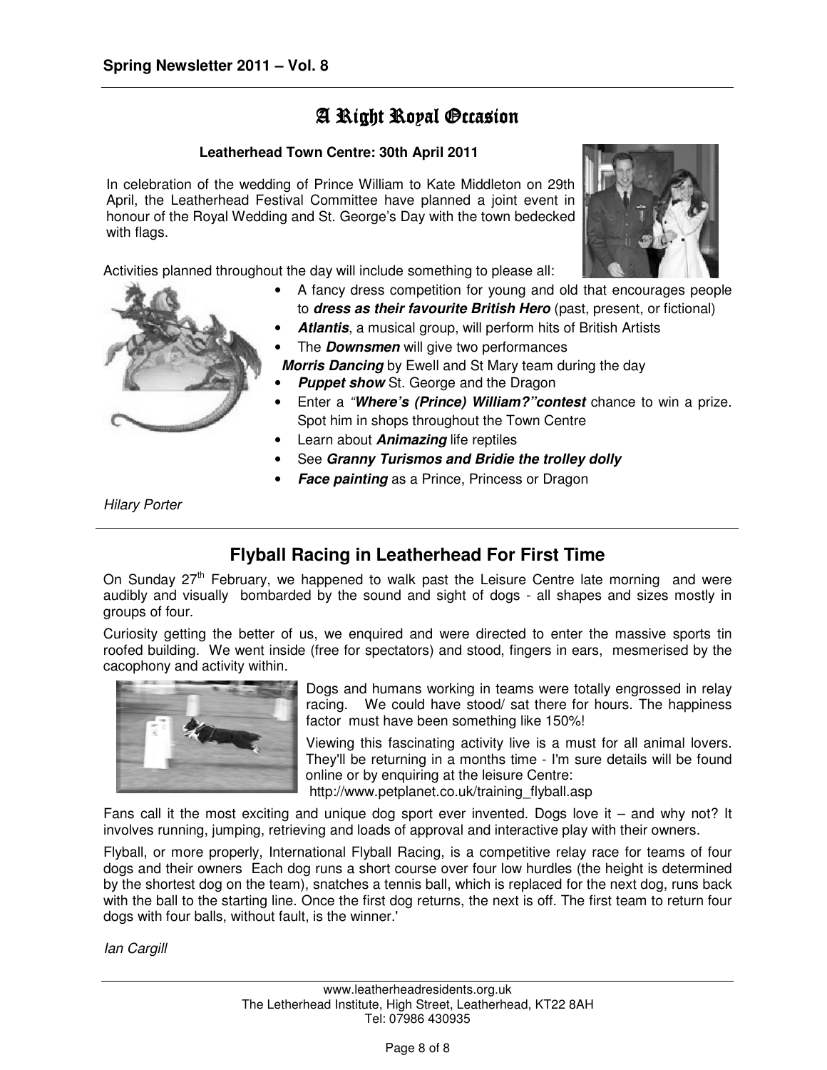# A Right Royal Occasion

**Leatherhead Town Centre: 30th April 2011**

In celebration of the wedding of Prince William to Kate Middleton on 29th April, the Leatherhead Festival Committee have planned a joint event in honour of the Royal Wedding and St. George's Day with the town bedecked with flags.

Activities planned throughout the day will include something to please all:

- A fancy dress competition for young and old that encourages people to ***dress as their favourite British Hero*** (past, present, or fictional)
- ***Atlantis***, a musical group, will perform hits of British Artists
- The ***Downsmen*** will give two performances

***Morris Dancing*** by Ewell and St Mary team during the day

- ***Puppet show*** St. George and the Dragon
- Enter a *"**Where's (Prince) William?"contest*** chance to win a prize. Spot him in shops throughout the Town Centre
- Learn about ***Animazing*** life reptiles
- See ***Granny Turismos and Bridie the trolley dolly***
- ***Face painting*** as a Prince, Princess or Dragon

*Hilary Porter*

## Flyball Racing in Leatherhead For First Time

On Sunday 27th February, we happened to walk past the Leisure Centre late morning and were audibly and visually bombarded by the sound and sight of dogs - all shapes and sizes mostly in groups of four.

Curiosity getting the better of us, we enquired and were directed to enter the massive sports tin roofed building. We went inside (free for spectators) and stood, fingers in ears, mesmerised by the cacophony and activity within.

Dogs and humans working in teams were totally engrossed in relay racing. We could have stood/ sat there for hours. The happiness factor must have been something like 150%!

Viewing this fascinating activity live is a must for all animal lovers. They'll be returning in a months time - I'm sure details will be found online or by enquiring at the leisure Centre:
http://www.petplanet.co.uk/training_flyball.asp

Fans call it the most exciting and unique dog sport ever invented. Dogs love it – and why not? It involves running, jumping, retrieving and loads of approval and interactive play with their owners.

Flyball, or more properly, International Flyball Racing, is a competitive relay race for teams of four dogs and their owners Each dog runs a short course over four low hurdles (the height is determined by the shortest dog on the team), snatches a tennis ball, which is replaced for the next dog, runs back with the ball to the starting line. Once the first dog returns, the next is off. The first team to return four dogs with four balls, without fault, is the winner.'

*Ian Cargill*

www.leatherheadresidents.org.uk
The Letherhead Institute, High Street, Leatherhead, KT22 8AH
Tel: 07986 430935